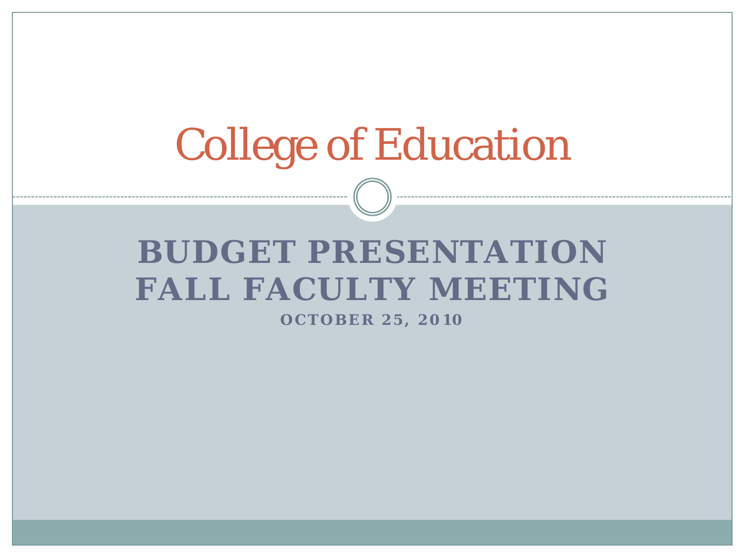# College of Education

## BUDGET PRESENTATION FALL FACULTY MEETING

**OCTOBER 25, 2010**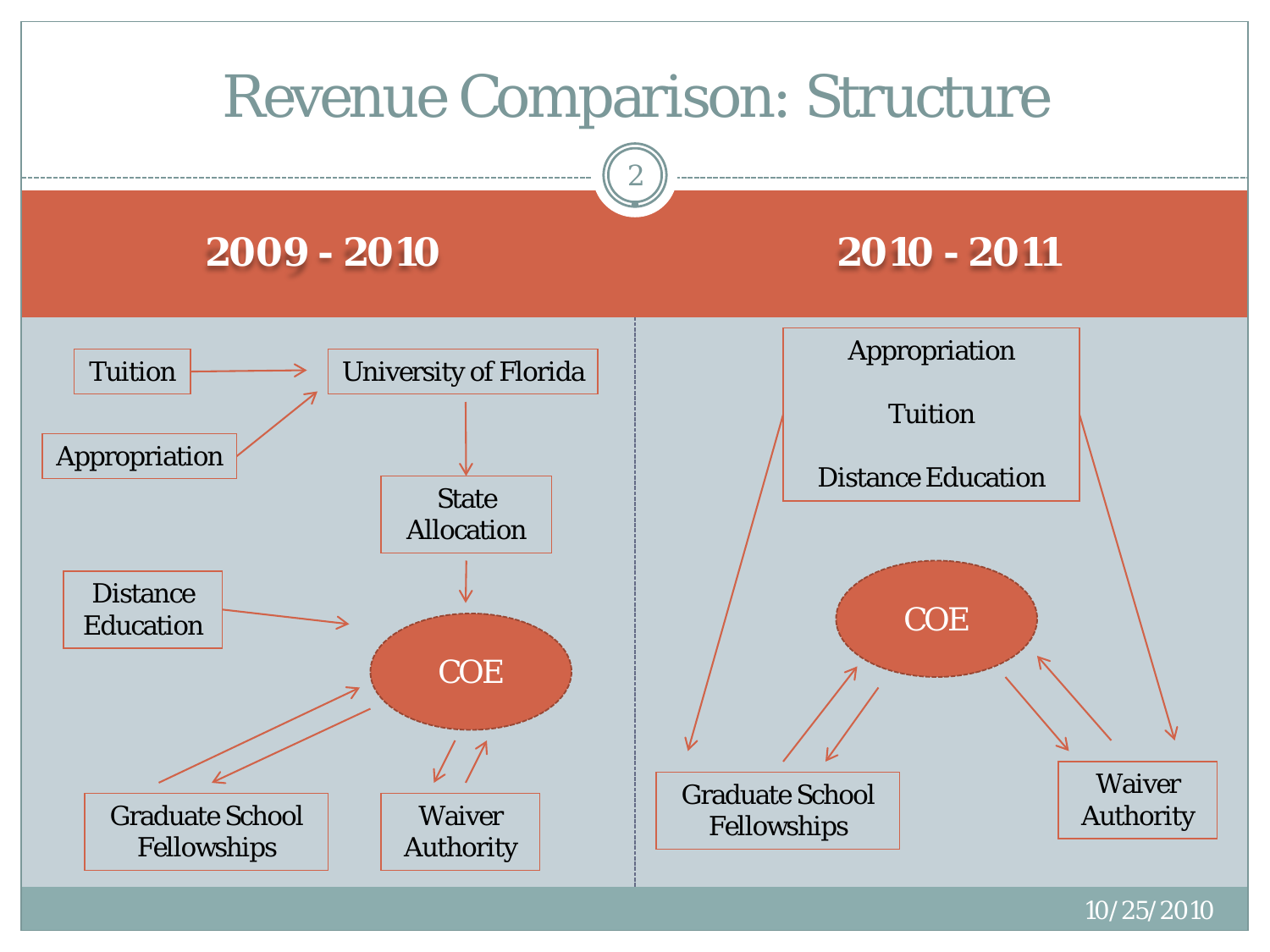# Revenue Comparison: Structure

## 2009 - 2010

- Tuition → University of Florida
- Appropriation → University of Florida
- University of Florida → State Allocation
- State Allocation → COE
- Distance Education → COE
- Graduate School Fellowships ↔ COE
- Waiver Authority ↔ COE

## 2010 - 2011

- Appropriation / Tuition / Distance Education → Graduate School Fellowships
- Appropriation / Tuition / Distance Education → Waiver Authority
- Graduate School Fellowships ↔ COE
- Waiver Authority ↔ COE

10/25/2010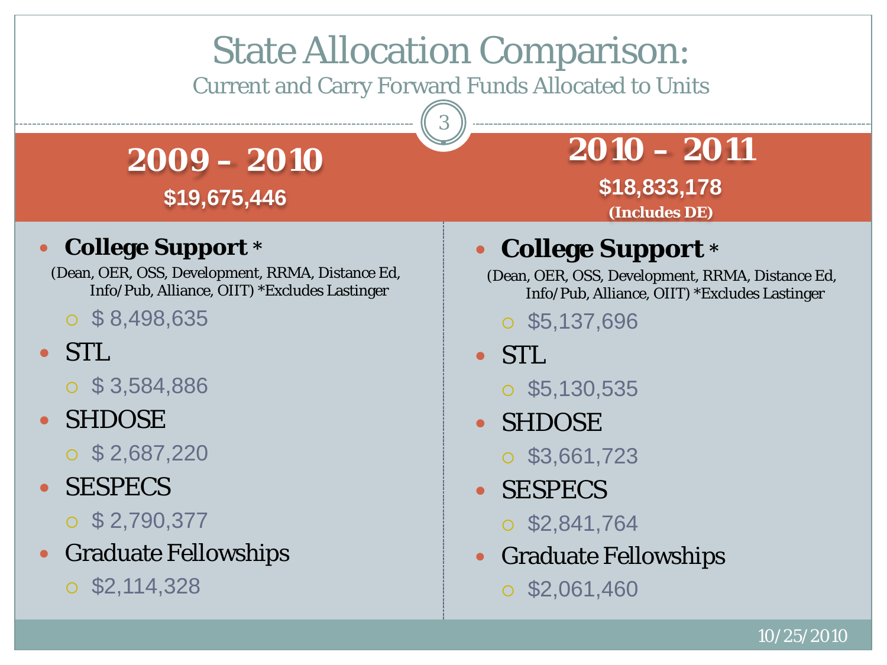# State Allocation Comparison:

## Current and Carry Forward Funds Allocated to Units

## 2009 – 2010

**$19,675,446**

- **College Support** *
  (Dean, OER, OSS, Development, RRMA, Distance Ed, Info/Pub, Alliance, OIIT) *Excludes Lastinger
  - $ 8,498,635
- STL
  - $ 3,584,886
- SHDOSE
  - $ 2,687,220
- SESPECS
  - $ 2,790,377
- Graduate Fellowships
  - $2,114,328

## 2010 – 2011

**$18,833,178**

**(Includes DE)**

- **College Support** *
  (Dean, OER, OSS, Development, RRMA, Distance Ed, Info/Pub, Alliance, OIIT) *Excludes Lastinger
  - $5,137,696
- STL
  - $5,130,535
- SHDOSE
  - $3,661,723
- SESPECS
  - $2,841,764
- Graduate Fellowships
  - $2,061,460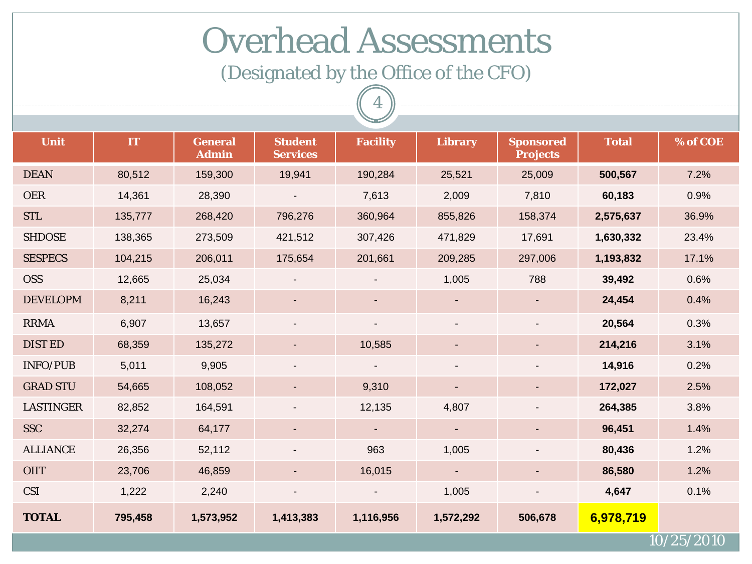# Overhead Assessments

(Designated by the Office of the CFO)

| Unit | IT | General Admin | Student Services | Facility | Library | Sponsored Projects | Total | % of COE |
|---|---|---|---|---|---|---|---|---|
| DEAN | 80,512 | 159,300 | 19,941 | 190,284 | 25,521 | 25,009 | **500,567** | 7.2% |
| OER | 14,361 | 28,390 | - | 7,613 | 2,009 | 7,810 | **60,183** | 0.9% |
| STL | 135,777 | 268,420 | 796,276 | 360,964 | 855,826 | 158,374 | **2,575,637** | 36.9% |
| SHDOSE | 138,365 | 273,509 | 421,512 | 307,426 | 471,829 | 17,691 | **1,630,332** | 23.4% |
| SESPECS | 104,215 | 206,011 | 175,654 | 201,661 | 209,285 | 297,006 | **1,193,832** | 17.1% |
| OSS | 12,665 | 25,034 | - | - | 1,005 | 788 | **39,492** | 0.6% |
| DEVELOPM | 8,211 | 16,243 | - | - | - | - | **24,454** | 0.4% |
| RRMA | 6,907 | 13,657 | - | - | - | - | **20,564** | 0.3% |
| DIST ED | 68,359 | 135,272 | - | 10,585 | - | - | **214,216** | 3.1% |
| INFO/PUB | 5,011 | 9,905 | - | - | - | - | **14,916** | 0.2% |
| GRAD STU | 54,665 | 108,052 | - | 9,310 | - | - | **172,027** | 2.5% |
| LASTINGER | 82,852 | 164,591 | - | 12,135 | 4,807 | - | **264,385** | 3.8% |
| SSC | 32,274 | 64,177 | - | - | - | - | **96,451** | 1.4% |
| ALLIANCE | 26,356 | 52,112 | - | 963 | 1,005 | - | **80,436** | 1.2% |
| OIIT | 23,706 | 46,859 | - | 16,015 | - | - | **86,580** | 1.2% |
| CSI | 1,222 | 2,240 | - | - | 1,005 | - | **4,647** | 0.1% |
| **TOTAL** | **795,458** | **1,573,952** | **1,413,383** | **1,116,956** | **1,572,292** | **506,678** | **6,978,719** | |

10/25/2010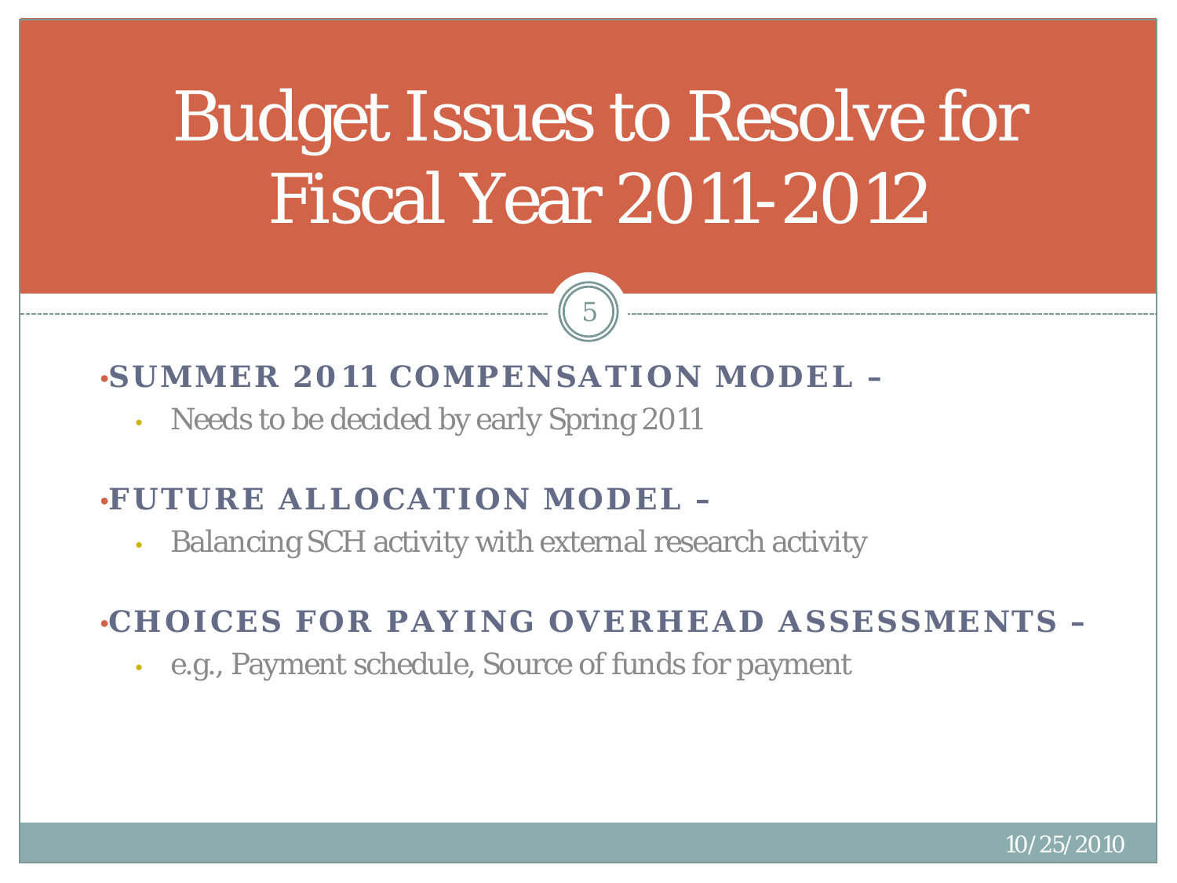# Budget Issues to Resolve for Fiscal Year 2011-2012

- **SUMMER 2011 COMPENSATION MODEL –**
  - Needs to be decided by early Spring 2011
- **FUTURE ALLOCATION MODEL –**
  - Balancing SCH activity with external research activity
- **CHOICES FOR PAYING OVERHEAD ASSESSMENTS –**
  - e.g., Payment schedule, Source of funds for payment